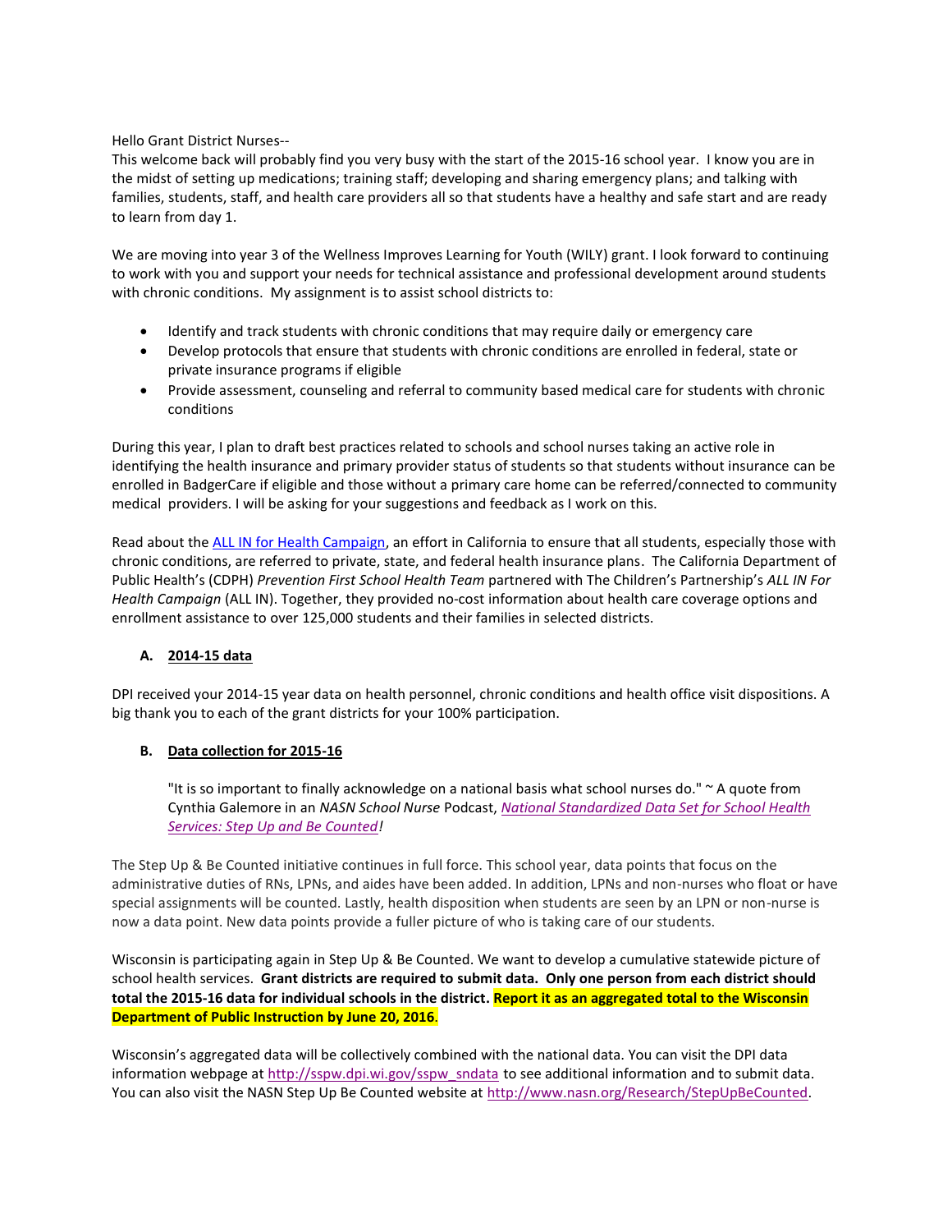Hello Grant District Nurses--
This welcome back will probably find you very busy with the start of the 2015-16 school year. I know you are in the midst of setting up medications; training staff; developing and sharing emergency plans; and talking with families, students, staff, and health care providers all so that students have a healthy and safe start and are ready to learn from day 1.

We are moving into year 3 of the Wellness Improves Learning for Youth (WILY) grant. I look forward to continuing to work with you and support your needs for technical assistance and professional development around students with chronic conditions. My assignment is to assist school districts to:

- Identify and track students with chronic conditions that may require daily or emergency care
- Develop protocols that ensure that students with chronic conditions are enrolled in federal, state or private insurance programs if eligible
- Provide assessment, counseling and referral to community based medical care for students with chronic conditions

During this year, I plan to draft best practices related to schools and school nurses taking an active role in identifying the health insurance and primary provider status of students so that students without insurance can be enrolled in BadgerCare if eligible and those without a primary care home can be referred/connected to community medical providers. I will be asking for your suggestions and feedback as I work on this.

Read about the [ALL IN for Health Campaign](), an effort in California to ensure that all students, especially those with chronic conditions, are referred to private, state, and federal health insurance plans. The California Department of Public Health's (CDPH) *Prevention First School Health Team* partnered with The Children's Partnership's *ALL IN For Health Campaign* (ALL IN). Together, they provided no-cost information about health care coverage options and enrollment assistance to over 125,000 students and their families in selected districts.

### A. 2014-15 data

DPI received your 2014-15 year data on health personnel, chronic conditions and health office visit dispositions. A big thank you to each of the grant districts for your 100% participation.

### B. Data collection for 2015-16

"It is so important to finally acknowledge on a national basis what school nurses do." ~ A quote from Cynthia Galemore in an *NASN School Nurse* Podcast, *National Standardized Data Set for School Health Services: Step Up and Be Counted!*

The Step Up & Be Counted initiative continues in full force. This school year, data points that focus on the administrative duties of RNs, LPNs, and aides have been added. In addition, LPNs and non-nurses who float or have special assignments will be counted. Lastly, health disposition when students are seen by an LPN or non-nurse is now a data point. New data points provide a fuller picture of who is taking care of our students.

Wisconsin is participating again in Step Up & Be Counted. We want to develop a cumulative statewide picture of school health services. **Grant districts are required to submit data. Only one person from each district should total the 2015-16 data for individual schools in the district. Report it as an aggregated total to the Wisconsin Department of Public Instruction by June 20, 2016**.

Wisconsin's aggregated data will be collectively combined with the national data. You can visit the DPI data information webpage at http://sspw.dpi.wi.gov/sspw_sndata to see additional information and to submit data. You can also visit the NASN Step Up Be Counted website at http://www.nasn.org/Research/StepUpBeCounted.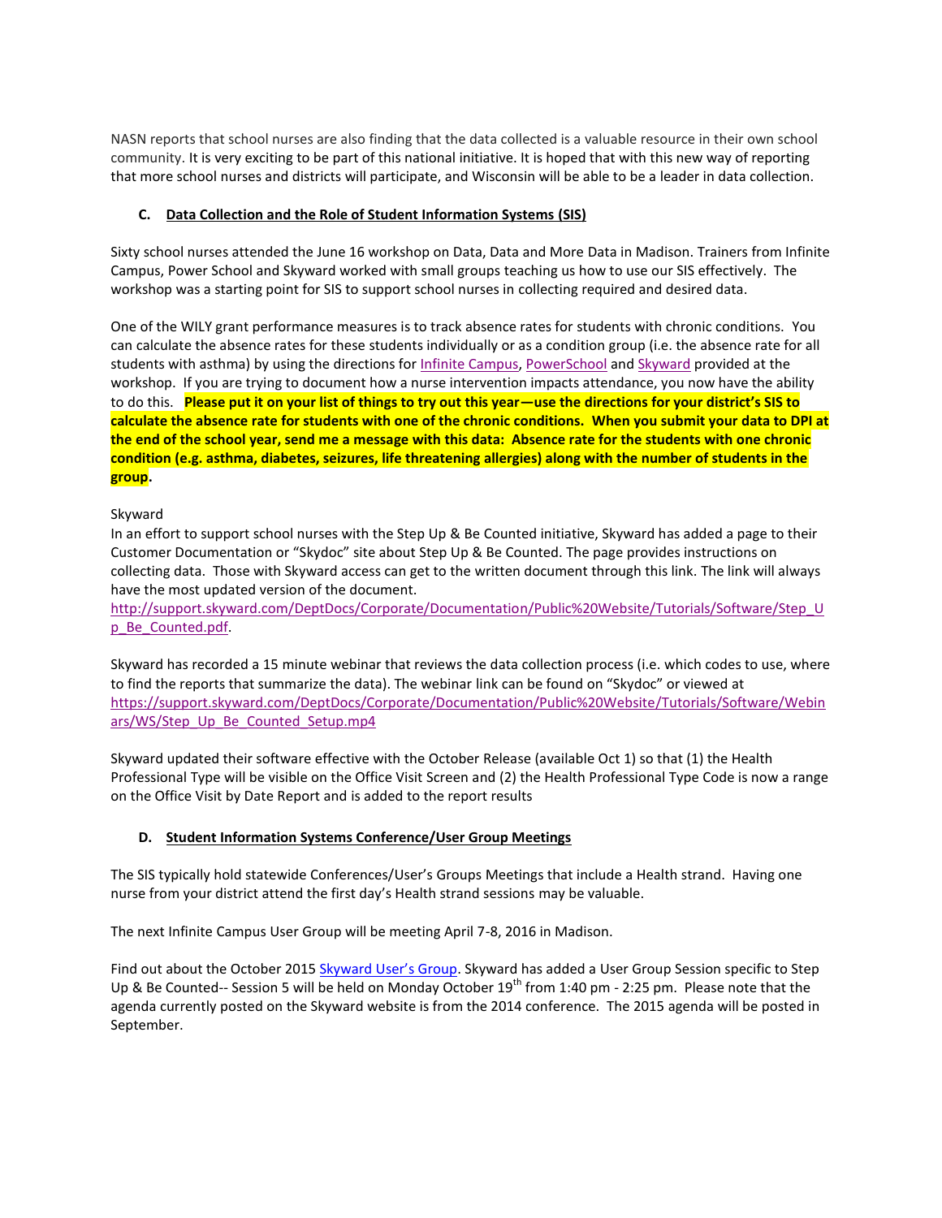NASN reports that school nurses are also finding that the data collected is a valuable resource in their own school community. It is very exciting to be part of this national initiative. It is hoped that with this new way of reporting that more school nurses and districts will participate, and Wisconsin will be able to be a leader in data collection.

### C. Data Collection and the Role of Student Information Systems (SIS)

Sixty school nurses attended the June 16 workshop on Data, Data and More Data in Madison. Trainers from Infinite Campus, Power School and Skyward worked with small groups teaching us how to use our SIS effectively. The workshop was a starting point for SIS to support school nurses in collecting required and desired data.

One of the WILY grant performance measures is to track absence rates for students with chronic conditions. You can calculate the absence rates for these students individually or as a condition group (i.e. the absence rate for all students with asthma) by using the directions for Infinite Campus, PowerSchool and Skyward provided at the workshop. If you are trying to document how a nurse intervention impacts attendance, you now have the ability to do this. **Please put it on your list of things to try out this year—use the directions for your district's SIS to calculate the absence rate for students with one of the chronic conditions. When you submit your data to DPI at the end of the school year, send me a message with this data: Absence rate for the students with one chronic condition (e.g. asthma, diabetes, seizures, life threatening allergies) along with the number of students in the group.**

Skyward
In an effort to support school nurses with the Step Up & Be Counted initiative, Skyward has added a page to their Customer Documentation or "Skydoc" site about Step Up & Be Counted. The page provides instructions on collecting data. Those with Skyward access can get to the written document through this link. The link will always have the most updated version of the document.
http://support.skyward.com/DeptDocs/Corporate/Documentation/Public%20Website/Tutorials/Software/Step_Up_Be_Counted.pdf.

Skyward has recorded a 15 minute webinar that reviews the data collection process (i.e. which codes to use, where to find the reports that summarize the data). The webinar link can be found on "Skydoc" or viewed at https://support.skyward.com/DeptDocs/Corporate/Documentation/Public%20Website/Tutorials/Software/Webinars/WS/Step_Up_Be_Counted_Setup.mp4

Skyward updated their software effective with the October Release (available Oct 1) so that (1) the Health Professional Type will be visible on the Office Visit Screen and (2) the Health Professional Type Code is now a range on the Office Visit by Date Report and is added to the report results

### D. Student Information Systems Conference/User Group Meetings

The SIS typically hold statewide Conferences/User's Groups Meetings that include a Health strand. Having one nurse from your district attend the first day's Health strand sessions may be valuable.

The next Infinite Campus User Group will be meeting April 7-8, 2016 in Madison.

Find out about the October 2015 Skyward User's Group. Skyward has added a User Group Session specific to Step Up & Be Counted-- Session 5 will be held on Monday October 19th from 1:40 pm - 2:25 pm. Please note that the agenda currently posted on the Skyward website is from the 2014 conference. The 2015 agenda will be posted in September.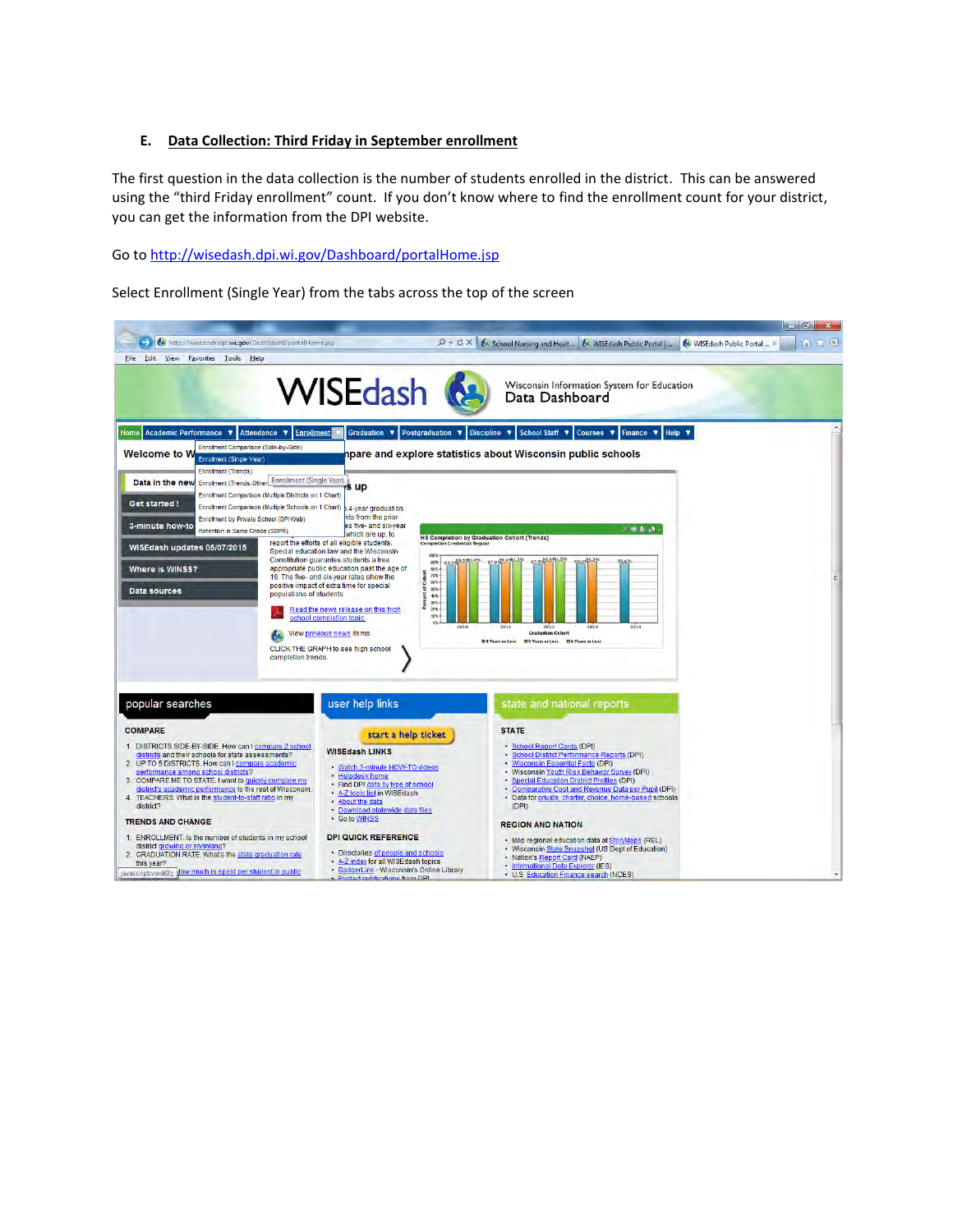### E. Data Collection: Third Friday in September enrollment

The first question in the data collection is the number of students enrolled in the district. This can be answered using the "third Friday enrollment" count. If you don't know where to find the enrollment count for your district, you can get the information from the DPI website.

Go to http://wisedash.dpi.wi.gov/Dashboard/portalHome.jsp

Select Enrollment (Single Year) from the tabs across the top of the screen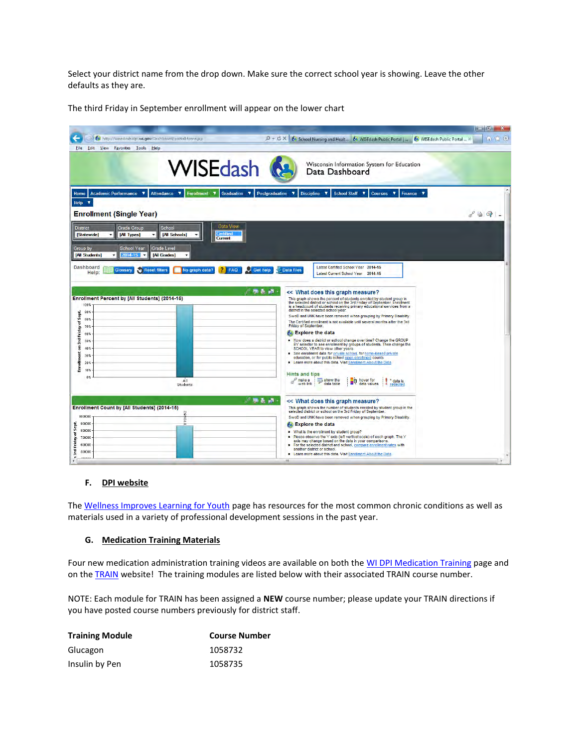Select your district name from the drop down. Make sure the correct school year is showing. Leave the other defaults as they are.

The third Friday in September enrollment will appear on the lower chart

### F. DPI website

The Wellness Improves Learning for Youth page has resources for the most common chronic conditions as well as materials used in a variety of professional development sessions in the past year.

### G. Medication Training Materials

Four new medication administration training videos are available on both the WI DPI Medication Training page and on the TRAIN website! The training modules are listed below with their associated TRAIN course number.

NOTE: Each module for TRAIN has been assigned a **NEW** course number; please update your TRAIN directions if you have posted course numbers previously for district staff.

| Training Module | Course Number |
| --- | --- |
| Glucagon | 1058732 |
| Insulin by Pen | 1058735 |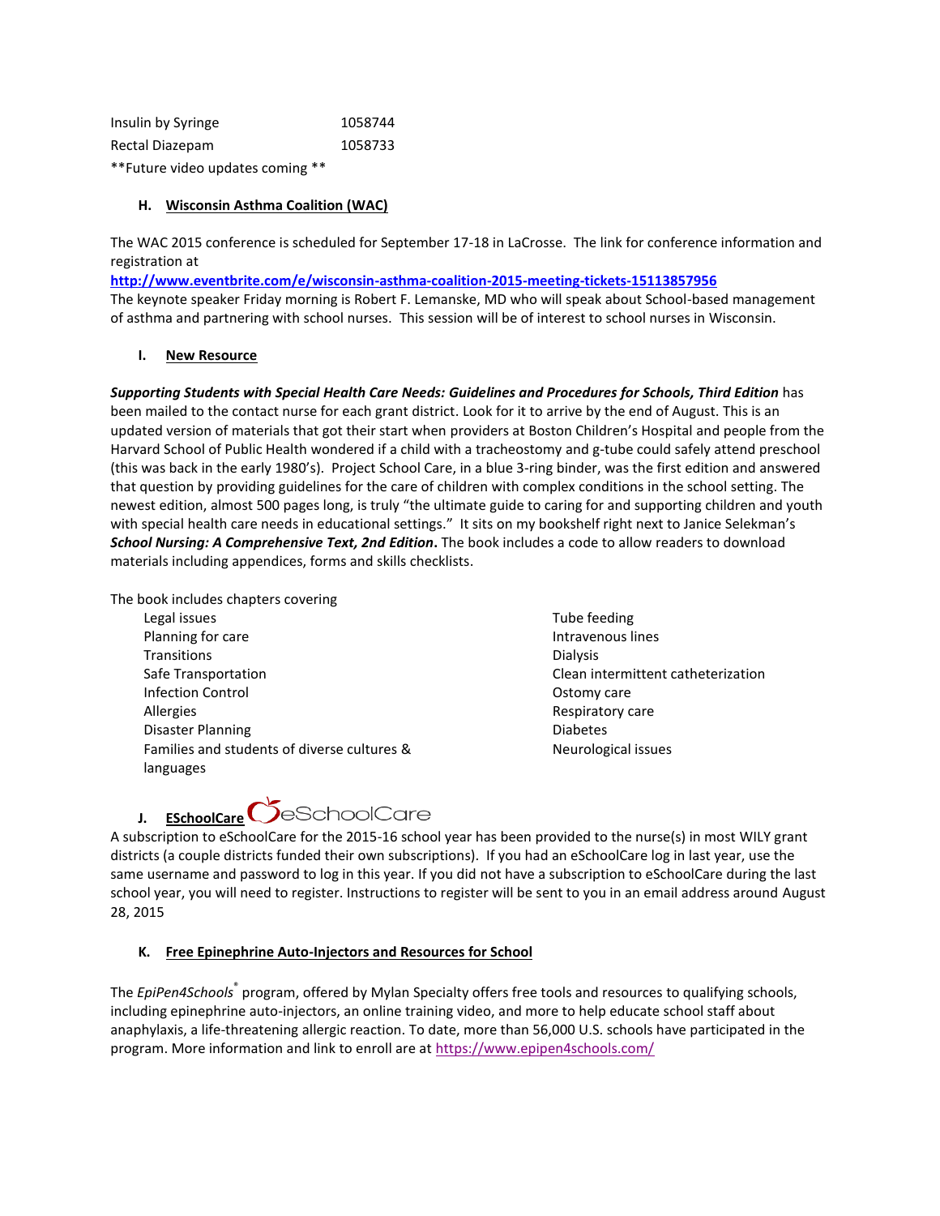| | |
|---|---|
| Insulin by Syringe | 1058744 |
| Rectal Diazepam | 1058733 |

**Future video updates coming **

### H. Wisconsin Asthma Coalition (WAC)

The WAC 2015 conference is scheduled for September 17-18 in LaCrosse. The link for conference information and registration at
**http://www.eventbrite.com/e/wisconsin-asthma-coalition-2015-meeting-tickets-15113857956**
The keynote speaker Friday morning is Robert F. Lemanske, MD who will speak about School-based management of asthma and partnering with school nurses. This session will be of interest to school nurses in Wisconsin.

### I. New Resource

***Supporting Students with Special Health Care Needs: Guidelines and Procedures for Schools, Third Edition*** has been mailed to the contact nurse for each grant district. Look for it to arrive by the end of August. This is an updated version of materials that got their start when providers at Boston Children's Hospital and people from the Harvard School of Public Health wondered if a child with a tracheostomy and g-tube could safely attend preschool (this was back in the early 1980's). Project School Care, in a blue 3-ring binder, was the first edition and answered that question by providing guidelines for the care of children with complex conditions in the school setting. The newest edition, almost 500 pages long, is truly "the ultimate guide to caring for and supporting children and youth with special health care needs in educational settings." It sits on my bookshelf right next to Janice Selekman's ***School Nursing: A Comprehensive Text, 2nd Edition***. The book includes a code to allow readers to download materials including appendices, forms and skills checklists.

The book includes chapters covering

- Legal issues
- Planning for care
- Transitions
- Safe Transportation
- Infection Control
- Allergies
- Disaster Planning
- Families and students of diverse cultures & languages
- Tube feeding
- Intravenous lines
- Dialysis
- Clean intermittent catheterization
- Ostomy care
- Respiratory care
- Diabetes
- Neurological issues

### J. ESchoolCare eSchoolCare

A subscription to eSchoolCare for the 2015-16 school year has been provided to the nurse(s) in most WILY grant districts (a couple districts funded their own subscriptions). If you had an eSchoolCare log in last year, use the same username and password to log in this year. If you did not have a subscription to eSchoolCare during the last school year, you will need to register. Instructions to register will be sent to you in an email address around August 28, 2015

### K. Free Epinephrine Auto-Injectors and Resources for School

The *EpiPen4Schools*® program, offered by Mylan Specialty offers free tools and resources to qualifying schools, including epinephrine auto-injectors, an online training video, and more to help educate school staff about anaphylaxis, a life-threatening allergic reaction. To date, more than 56,000 U.S. schools have participated in the program. More information and link to enroll are at https://www.epipen4schools.com/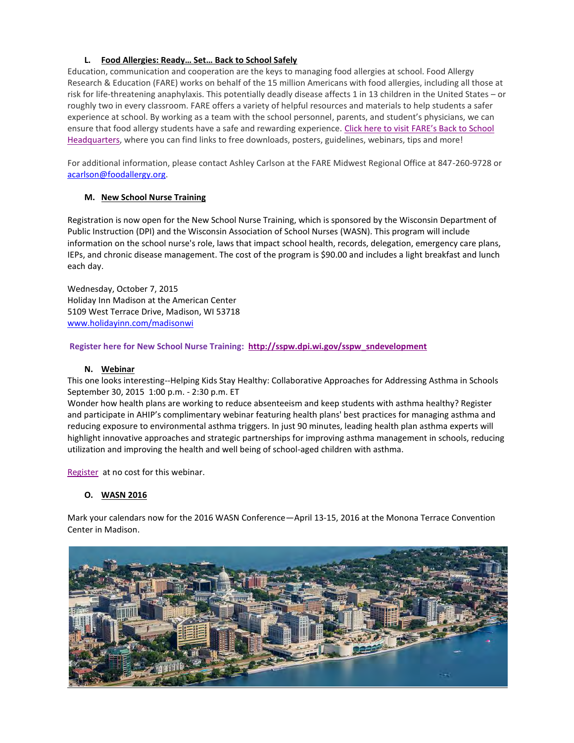### L. Food Allergies: Ready… Set… Back to School Safely

Education, communication and cooperation are the keys to managing food allergies at school. Food Allergy Research & Education (FARE) works on behalf of the 15 million Americans with food allergies, including all those at risk for life-threatening anaphylaxis. This potentially deadly disease affects 1 in 13 children in the United States – or roughly two in every classroom. FARE offers a variety of helpful resources and materials to help students a safer experience at school. By working as a team with the school personnel, parents, and student's physicians, we can ensure that food allergy students have a safe and rewarding experience. Click here to visit FARE's Back to School Headquarters, where you can find links to free downloads, posters, guidelines, webinars, tips and more!

For additional information, please contact Ashley Carlson at the FARE Midwest Regional Office at 847-260-9728 or acarlson@foodallergy.org.

### M. New School Nurse Training

Registration is now open for the New School Nurse Training, which is sponsored by the Wisconsin Department of Public Instruction (DPI) and the Wisconsin Association of School Nurses (WASN). This program will include information on the school nurse's role, laws that impact school health, records, delegation, emergency care plans, IEPs, and chronic disease management. The cost of the program is $90.00 and includes a light breakfast and lunch each day.

Wednesday, October 7, 2015
Holiday Inn Madison at the American Center
5109 West Terrace Drive, Madison, WI 53718
www.holidayinn.com/madisonwi

**Register here for New School Nurse Training: http://sspw.dpi.wi.gov/sspw_sndevelopment**

### N. Webinar

This one looks interesting--Helping Kids Stay Healthy: Collaborative Approaches for Addressing Asthma in Schools
September 30, 2015 1:00 p.m. - 2:30 p.m. ET
Wonder how health plans are working to reduce absenteeism and keep students with asthma healthy? Register and participate in AHIP's complimentary webinar featuring health plans' best practices for managing asthma and reducing exposure to environmental asthma triggers. In just 90 minutes, leading health plan asthma experts will highlight innovative approaches and strategic partnerships for improving asthma management in schools, reducing utilization and improving the health and well being of school-aged children with asthma.

Register at no cost for this webinar.

### O. WASN 2016

Mark your calendars now for the 2016 WASN Conference—April 13-15, 2016 at the Monona Terrace Convention Center in Madison.